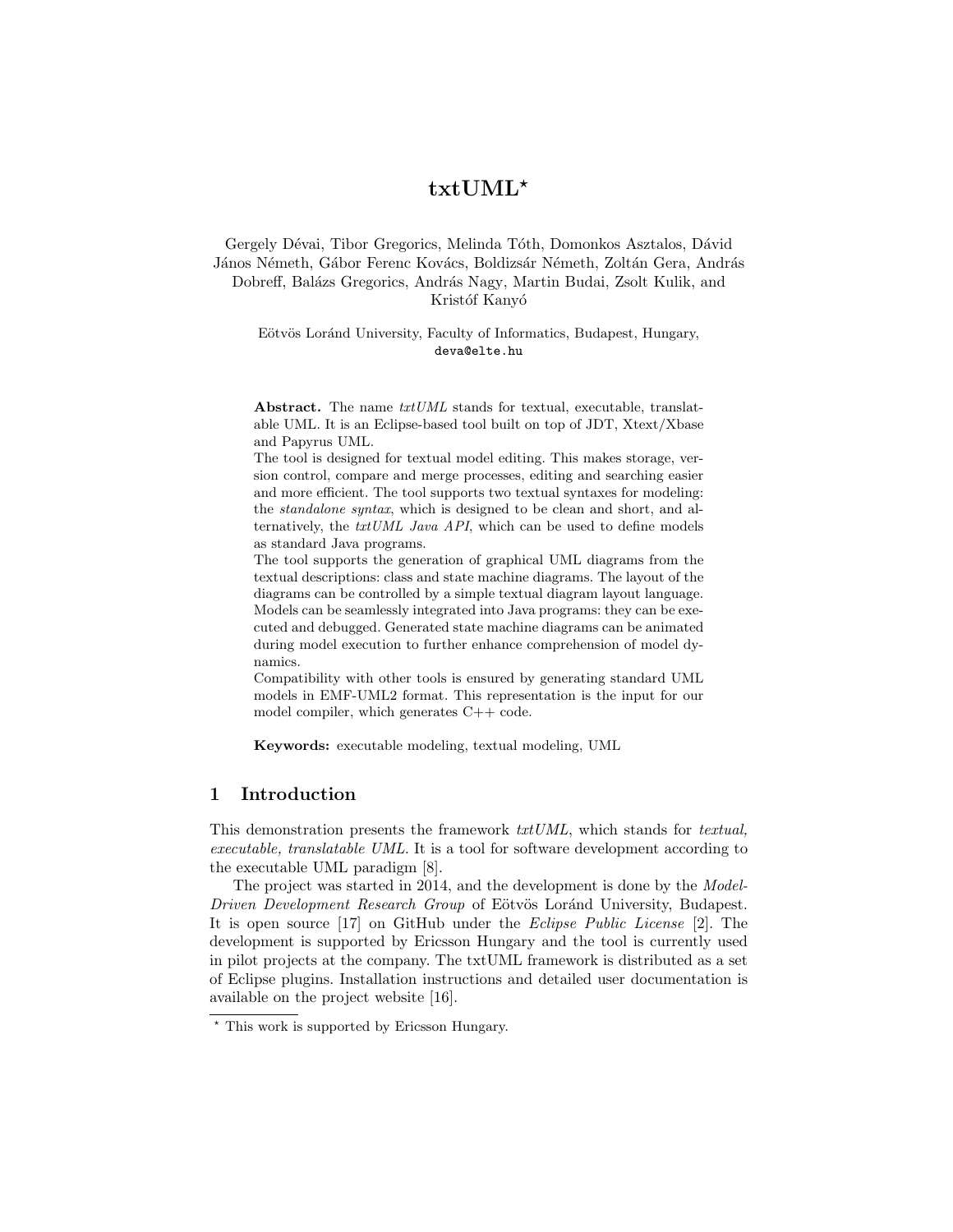# txtUML*

Gergely Dévai, Tibor Gregorics, Melinda Tóth, Domonkos Asztalos, Dávid János Németh, Gábor Ferenc Kovács, Boldizsár Németh, Zoltán Gera, András Dobreff, Balázs Gregorics, András Nagy, Martin Budai, Zsolt Kulik, and Kristóf Kanyó

Eötvös Loránd University, Faculty of Informatics, Budapest, Hungary,
deva@elte.hu

**Abstract.** The name *txtUML* stands for textual, executable, translatable UML. It is an Eclipse-based tool built on top of JDT, Xtext/Xbase and Papyrus UML.
The tool is designed for textual model editing. This makes storage, version control, compare and merge processes, editing and searching easier and more efficient. The tool supports two textual syntaxes for modeling: the *standalone syntax*, which is designed to be clean and short, and alternatively, the *txtUML Java API*, which can be used to define models as standard Java programs.
The tool supports the generation of graphical UML diagrams from the textual descriptions: class and state machine diagrams. The layout of the diagrams can be controlled by a simple textual diagram layout language. Models can be seamlessly integrated into Java programs: they can be executed and debugged. Generated state machine diagrams can be animated during model execution to further enhance comprehension of model dynamics.
Compatibility with other tools is ensured by generating standard UML models in EMF-UML2 format. This representation is the input for our model compiler, which generates C++ code.

**Keywords:** executable modeling, textual modeling, UML

## 1 Introduction

This demonstration presents the framework *txtUML*, which stands for *textual, executable, translatable UML*. It is a tool for software development according to the executable UML paradigm [8].

The project was started in 2014, and the development is done by the *Model-Driven Development Research Group* of Eötvös Loránd University, Budapest. It is open source [17] on GitHub under the *Eclipse Public License* [2]. The development is supported by Ericsson Hungary and the tool is currently used in pilot projects at the company. The txtUML framework is distributed as a set of Eclipse plugins. Installation instructions and detailed user documentation is available on the project website [16].

* This work is supported by Ericsson Hungary.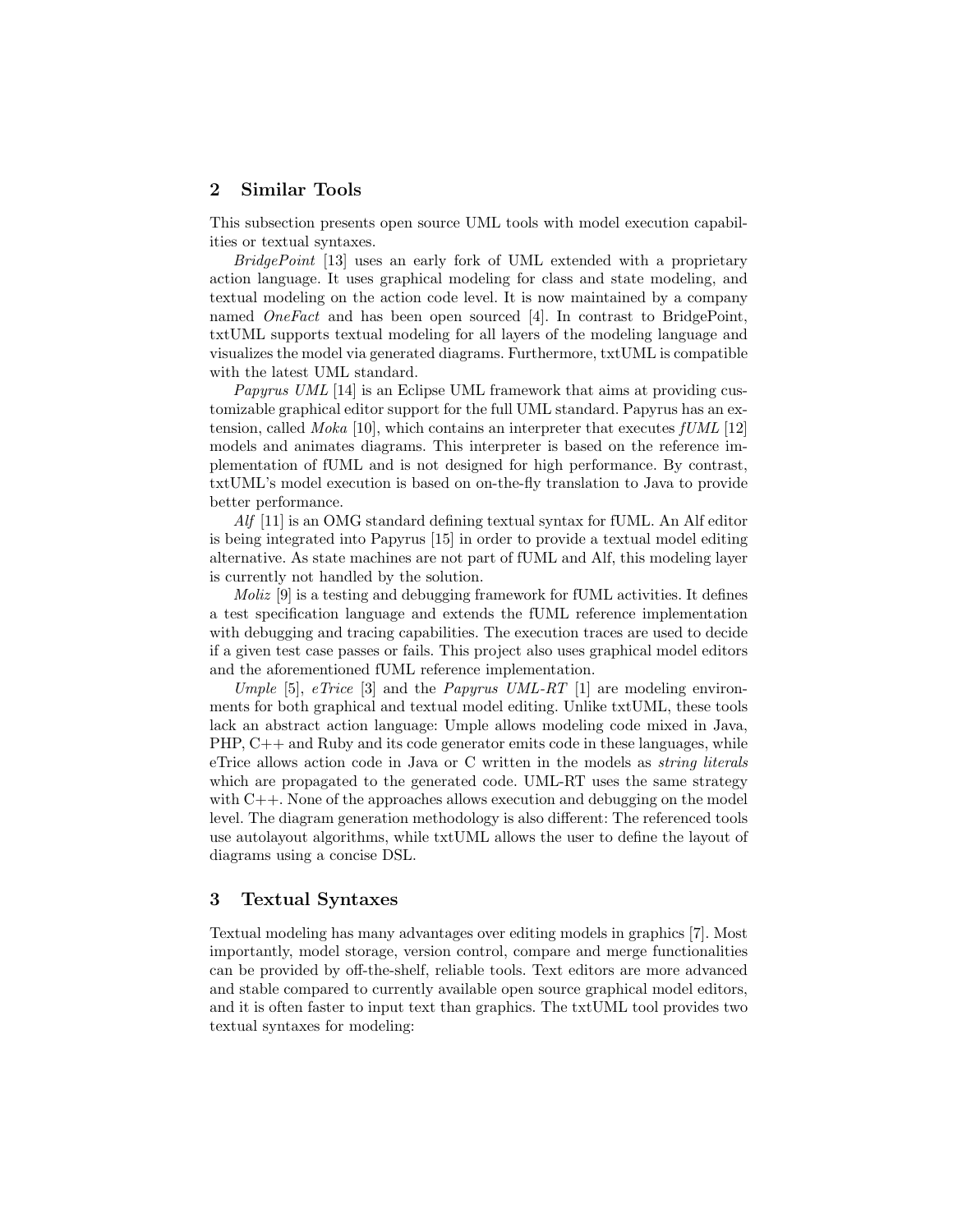## 2 Similar Tools

This subsection presents open source UML tools with model execution capabilities or textual syntaxes.

*BridgePoint* [13] uses an early fork of UML extended with a proprietary action language. It uses graphical modeling for class and state modeling, and textual modeling on the action code level. It is now maintained by a company named *OneFact* and has been open sourced [4]. In contrast to BridgePoint, txtUML supports textual modeling for all layers of the modeling language and visualizes the model via generated diagrams. Furthermore, txtUML is compatible with the latest UML standard.

*Papyrus UML* [14] is an Eclipse UML framework that aims at providing customizable graphical editor support for the full UML standard. Papyrus has an extension, called *Moka* [10], which contains an interpreter that executes *fUML* [12] models and animates diagrams. This interpreter is based on the reference implementation of fUML and is not designed for high performance. By contrast, txtUML's model execution is based on on-the-fly translation to Java to provide better performance.

*Alf* [11] is an OMG standard defining textual syntax for fUML. An Alf editor is being integrated into Papyrus [15] in order to provide a textual model editing alternative. As state machines are not part of fUML and Alf, this modeling layer is currently not handled by the solution.

*Moliz* [9] is a testing and debugging framework for fUML activities. It defines a test specification language and extends the fUML reference implementation with debugging and tracing capabilities. The execution traces are used to decide if a given test case passes or fails. This project also uses graphical model editors and the aforementioned fUML reference implementation.

*Umple* [5], *eTrice* [3] and the *Papyrus UML-RT* [1] are modeling environments for both graphical and textual model editing. Unlike txtUML, these tools lack an abstract action language: Umple allows modeling code mixed in Java, PHP, C++ and Ruby and its code generator emits code in these languages, while eTrice allows action code in Java or C written in the models as *string literals* which are propagated to the generated code. UML-RT uses the same strategy with C++. None of the approaches allows execution and debugging on the model level. The diagram generation methodology is also different: The referenced tools use autolayout algorithms, while txtUML allows the user to define the layout of diagrams using a concise DSL.

## 3 Textual Syntaxes

Textual modeling has many advantages over editing models in graphics [7]. Most importantly, model storage, version control, compare and merge functionalities can be provided by off-the-shelf, reliable tools. Text editors are more advanced and stable compared to currently available open source graphical model editors, and it is often faster to input text than graphics. The txtUML tool provides two textual syntaxes for modeling: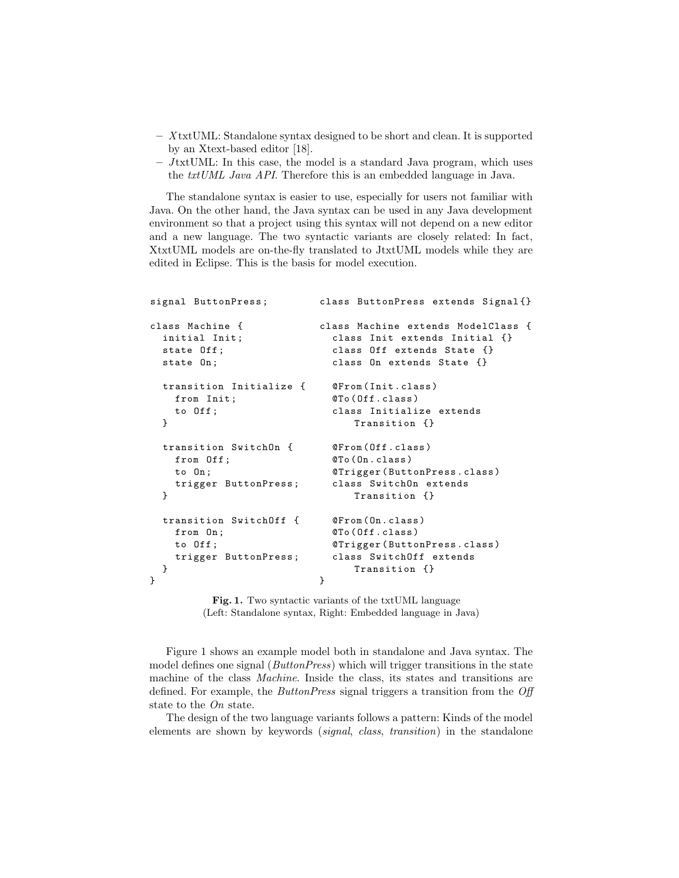- *X*txtUML: Standalone syntax designed to be short and clean. It is supported by an Xtext-based editor [18].
- *J*txtUML: In this case, the model is a standard Java program, which uses the *txtUML Java API*. Therefore this is an embedded language in Java.

The standalone syntax is easier to use, especially for users not familiar with Java. On the other hand, the Java syntax can be used in any Java development environment so that a project using this syntax will not depend on a new editor and a new language. The two syntactic variants are closely related: In fact, XtxtUML models are on-the-fly translated to JtxtUML models while they are edited in Eclipse. This is the basis for model execution.

```
signal ButtonPress;

class Machine {
  initial Init;
  state Off;
  state On;

  transition Initialize {
    from Init;
    to Off;
  }

  transition SwitchOn {
    from Off;
    to On;
    trigger ButtonPress;
  }

  transition SwitchOff {
    from On;
    to Off;
    trigger ButtonPress;
  }
}
```

```
class ButtonPress extends Signal{}

class Machine extends ModelClass {
  class Init extends Initial {}
  class Off extends State {}
  class On extends State {}

  @From(Init.class)
  @To(Off.class)
  class Initialize extends
      Transition {}

  @From(Off.class)
  @To(On.class)
  @Trigger(ButtonPress.class)
  class SwitchOn extends
      Transition {}

  @From(On.class)
  @To(Off.class)
  @Trigger(ButtonPress.class)
  class SwitchOff extends
      Transition {}
}
```

**Fig. 1.** Two syntactic variants of the txtUML language
(Left: Standalone syntax, Right: Embedded language in Java)

Figure 1 shows an example model both in standalone and Java syntax. The model defines one signal (*ButtonPress*) which will trigger transitions in the state machine of the class *Machine*. Inside the class, its states and transitions are defined. For example, the *ButtonPress* signal triggers a transition from the *Off* state to the *On* state.

The design of the two language variants follows a pattern: Kinds of the model elements are shown by keywords (*signal*, *class*, *transition*) in the standalone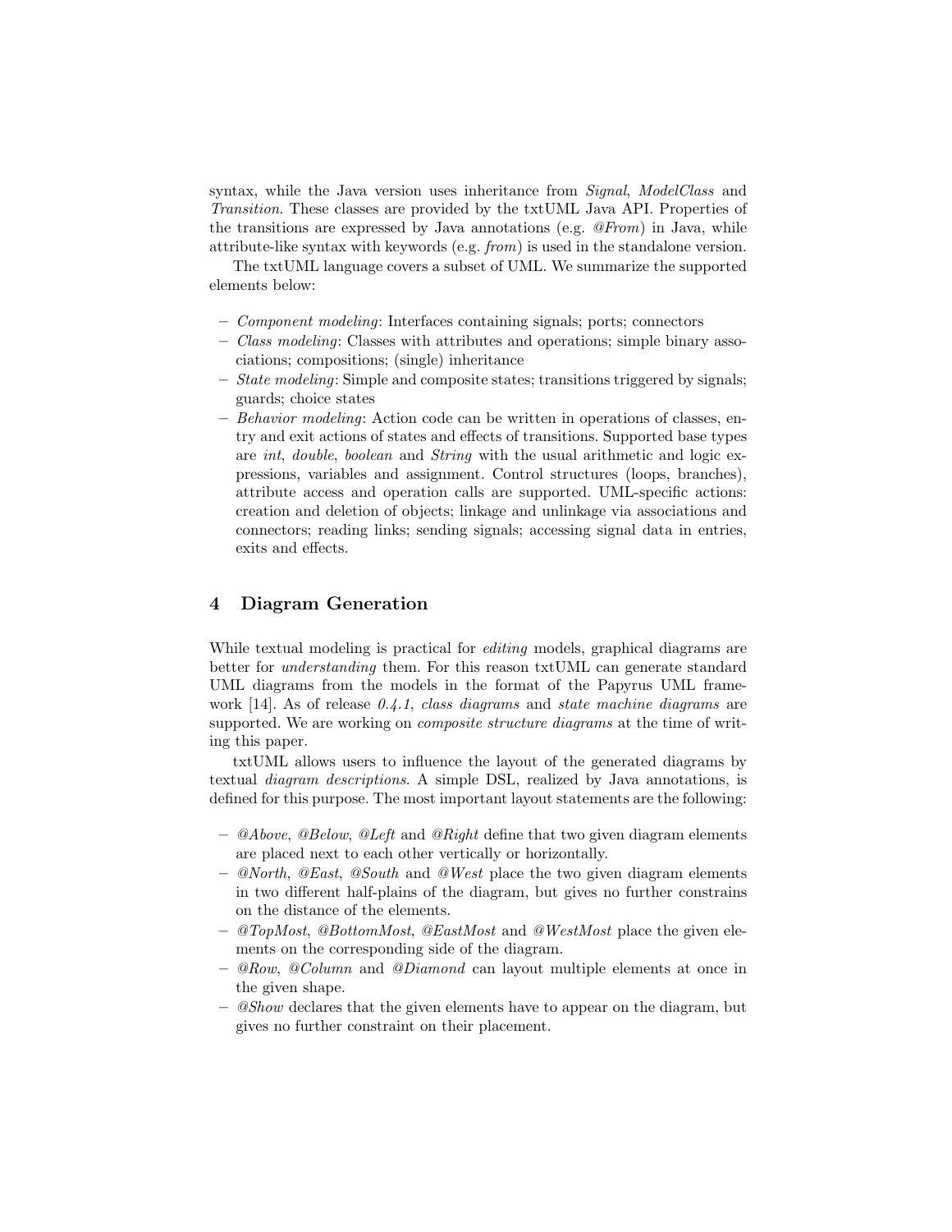syntax, while the Java version uses inheritance from *Signal*, *ModelClass* and *Transition*. These classes are provided by the txtUML Java API. Properties of the transitions are expressed by Java annotations (e.g. *@From*) in Java, while attribute-like syntax with keywords (e.g. *from*) is used in the standalone version.

The txtUML language covers a subset of UML. We summarize the supported elements below:

- *Component modeling*: Interfaces containing signals; ports; connectors
- *Class modeling*: Classes with attributes and operations; simple binary associations; compositions; (single) inheritance
- *State modeling*: Simple and composite states; transitions triggered by signals; guards; choice states
- *Behavior modeling*: Action code can be written in operations of classes, entry and exit actions of states and effects of transitions. Supported base types are *int*, *double*, *boolean* and *String* with the usual arithmetic and logic expressions, variables and assignment. Control structures (loops, branches), attribute access and operation calls are supported. UML-specific actions: creation and deletion of objects; linkage and unlinkage via associations and connectors; reading links; sending signals; accessing signal data in entries, exits and effects.

## 4 Diagram Generation

While textual modeling is practical for *editing* models, graphical diagrams are better for *understanding* them. For this reason txtUML can generate standard UML diagrams from the models in the format of the Papyrus UML framework [14]. As of release *0.4.1*, *class diagrams* and *state machine diagrams* are supported. We are working on *composite structure diagrams* at the time of writing this paper.

txtUML allows users to influence the layout of the generated diagrams by textual *diagram descriptions*. A simple DSL, realized by Java annotations, is defined for this purpose. The most important layout statements are the following:

- *@Above*, *@Below*, *@Left* and *@Right* define that two given diagram elements are placed next to each other vertically or horizontally.
- *@North*, *@East*, *@South* and *@West* place the two given diagram elements in two different half-plains of the diagram, but gives no further constrains on the distance of the elements.
- *@TopMost*, *@BottomMost*, *@EastMost* and *@WestMost* place the given elements on the corresponding side of the diagram.
- *@Row*, *@Column* and *@Diamond* can layout multiple elements at once in the given shape.
- *@Show* declares that the given elements have to appear on the diagram, but gives no further constraint on their placement.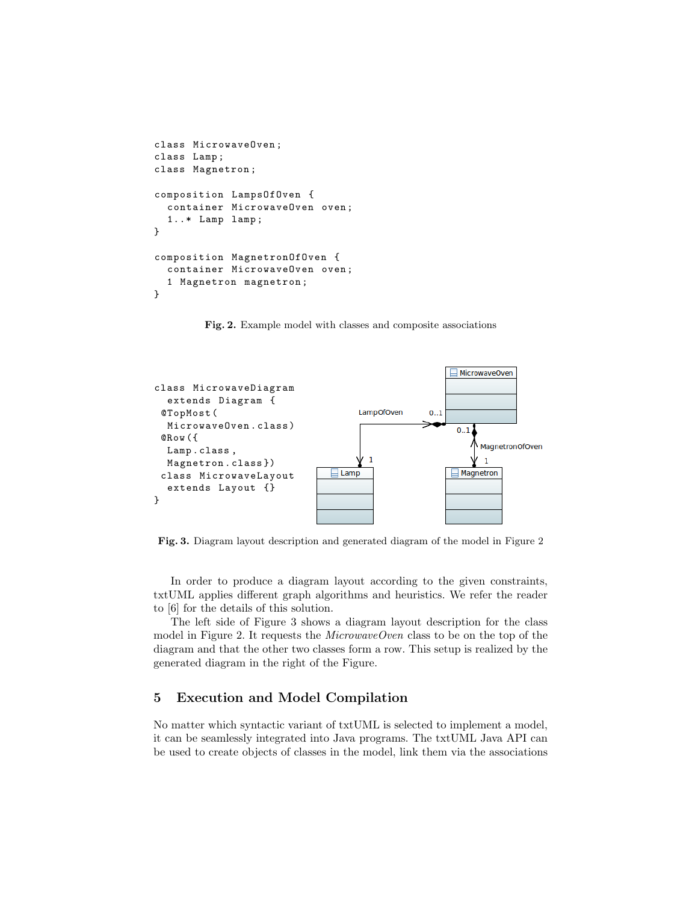```
class MicrowaveOven;
class Lamp;
class Magnetron;

composition LampsOfOven {
  container MicrowaveOven oven;
  1..* Lamp lamp;
}

composition MagnetronOfOven {
  container MicrowaveOven oven;
  1 Magnetron magnetron;
}
```

**Fig. 2.** Example model with classes and composite associations

```
class MicrowaveDiagram
  extends Diagram {
 @TopMost(
  MicrowaveOven.class)
 @Row({
  Lamp.class,
  Magnetron.class})
 class MicrowaveLayout
  extends Layout {}
}
```

**Fig. 3.** Diagram layout description and generated diagram of the model in Figure 2

In order to produce a diagram layout according to the given constraints, txtUML applies different graph algorithms and heuristics. We refer the reader to [6] for the details of this solution.

The left side of Figure 3 shows a diagram layout description for the class model in Figure 2. It requests the *MicrowaveOven* class to be on the top of the diagram and that the other two classes form a row. This setup is realized by the generated diagram in the right of the Figure.

## 5 Execution and Model Compilation

No matter which syntactic variant of txtUML is selected to implement a model, it can be seamlessly integrated into Java programs. The txtUML Java API can be used to create objects of classes in the model, link them via the associations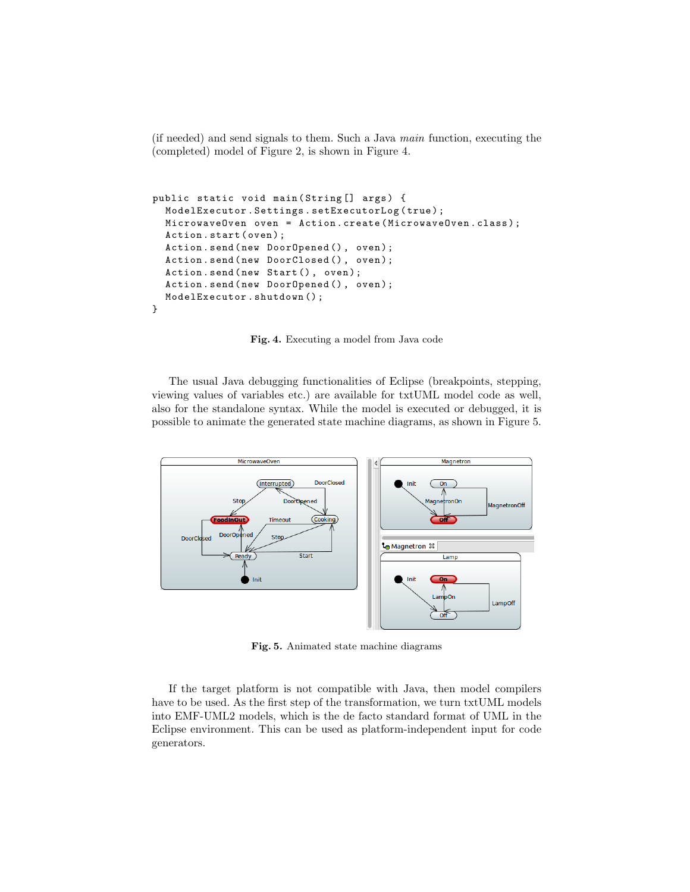(if needed) and send signals to them. Such a Java *main* function, executing the (completed) model of Figure 2, is shown in Figure 4.

```
public static void main(String[] args) {
  ModelExecutor.Settings.setExecutorLog(true);
  MicrowaveOven oven = Action.create(MicrowaveOven.class);
  Action.start(oven);
  Action.send(new DoorOpened(), oven);
  Action.send(new DoorClosed(), oven);
  Action.send(new Start(), oven);
  Action.send(new DoorOpened(), oven);
  ModelExecutor.shutdown();
}
```

**Fig. 4.** Executing a model from Java code

The usual Java debugging functionalities of Eclipse (breakpoints, stepping, viewing values of variables etc.) are available for txtUML model code as well, also for the standalone syntax. While the model is executed or debugged, it is possible to animate the generated state machine diagrams, as shown in Figure 5.

**Fig. 5.** Animated state machine diagrams

If the target platform is not compatible with Java, then model compilers have to be used. As the first step of the transformation, we turn txtUML models into EMF-UML2 models, which is the de facto standard format of UML in the Eclipse environment. This can be used as platform-independent input for code generators.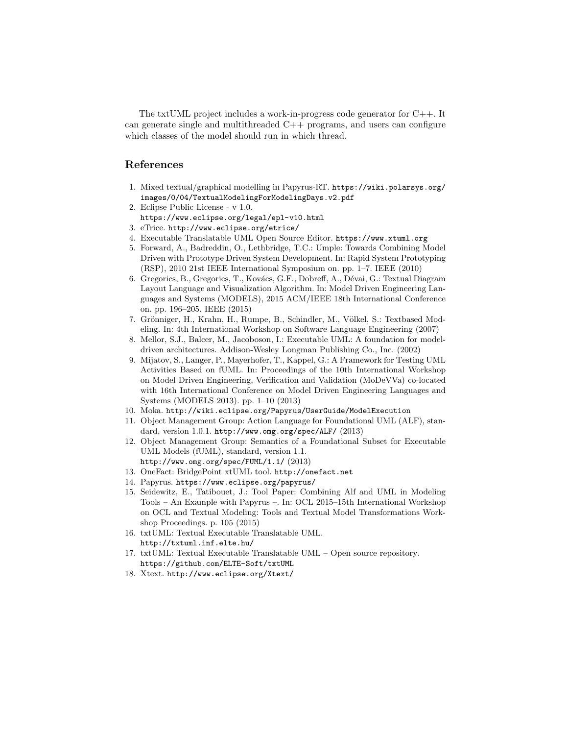The txtUML project includes a work-in-progress code generator for C++. It can generate single and multithreaded C++ programs, and users can configure which classes of the model should run in which thread.

## References

1. Mixed textual/graphical modelling in Papyrus-RT. `https://wiki.polarsys.org/images/0/04/TextualModelingForModelingDays.v2.pdf`
2. Eclipse Public License - v 1.0. `https://www.eclipse.org/legal/epl-v10.html`
3. eTrice. `http://www.eclipse.org/etrice/`
4. Executable Translatable UML Open Source Editor. `https://www.xtuml.org`
5. Forward, A., Badreddin, O., Lethbridge, T.C.: Umple: Towards Combining Model Driven with Prototype Driven System Development. In: Rapid System Prototyping (RSP), 2010 21st IEEE International Symposium on. pp. 1–7. IEEE (2010)
6. Gregorics, B., Gregorics, T., Kovács, G.F., Dobreff, A., Dévai, G.: Textual Diagram Layout Language and Visualization Algorithm. In: Model Driven Engineering Languages and Systems (MODELS), 2015 ACM/IEEE 18th International Conference on. pp. 196–205. IEEE (2015)
7. Grönniger, H., Krahn, H., Rumpe, B., Schindler, M., Völkel, S.: Textbased Modeling. In: 4th International Workshop on Software Language Engineering (2007)
8. Mellor, S.J., Balcer, M., Jacoboson, I.: Executable UML: A foundation for model-driven architectures. Addison-Wesley Longman Publishing Co., Inc. (2002)
9. Mijatov, S., Langer, P., Mayerhofer, T., Kappel, G.: A Framework for Testing UML Activities Based on fUML. In: Proceedings of the 10th International Workshop on Model Driven Engineering, Verification and Validation (MoDeVVa) co-located with 16th International Conference on Model Driven Engineering Languages and Systems (MODELS 2013). pp. 1–10 (2013)
10. Moka. `http://wiki.eclipse.org/Papyrus/UserGuide/ModelExecution`
11. Object Management Group: Action Language for Foundational UML (ALF), standard, version 1.0.1. `http://www.omg.org/spec/ALF/` (2013)
12. Object Management Group: Semantics of a Foundational Subset for Executable UML Models (fUML), standard, version 1.1. `http://www.omg.org/spec/FUML/1.1/` (2013)
13. OneFact: BridgePoint xtUML tool. `http://onefact.net`
14. Papyrus. `https://www.eclipse.org/papyrus/`
15. Seidewitz, E., Tatibouet, J.: Tool Paper: Combining Alf and UML in Modeling Tools – An Example with Papyrus –. In: OCL 2015–15th International Workshop on OCL and Textual Modeling: Tools and Textual Model Transformations Workshop Proceedings. p. 105 (2015)
16. txtUML: Textual Executable Translatable UML. `http://txtuml.inf.elte.hu/`
17. txtUML: Textual Executable Translatable UML – Open source repository. `https://github.com/ELTE-Soft/txtUML`
18. Xtext. `http://www.eclipse.org/Xtext/`